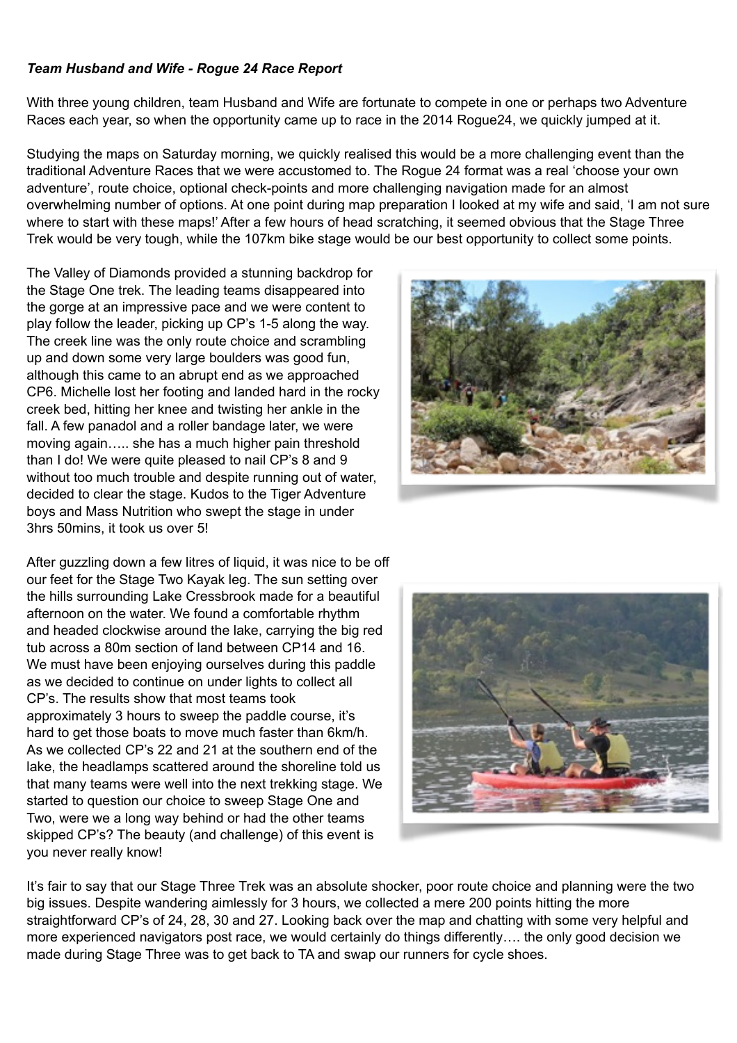***Team Husband and Wife - Rogue 24 Race Report***

With three young children, team Husband and Wife are fortunate to compete in one or perhaps two Adventure Races each year, so when the opportunity came up to race in the 2014 Rogue24, we quickly jumped at it.

Studying the maps on Saturday morning, we quickly realised this would be a more challenging event than the traditional Adventure Races that we were accustomed to. The Rogue 24 format was a real 'choose your own adventure', route choice, optional check-points and more challenging navigation made for an almost overwhelming number of options. At one point during map preparation I looked at my wife and said, 'I am not sure where to start with these maps!' After a few hours of head scratching, it seemed obvious that the Stage Three Trek would be very tough, while the 107km bike stage would be our best opportunity to collect some points.

The Valley of Diamonds provided a stunning backdrop for the Stage One trek. The leading teams disappeared into the gorge at an impressive pace and we were content to play follow the leader, picking up CP's 1-5 along the way. The creek line was the only route choice and scrambling up and down some very large boulders was good fun, although this came to an abrupt end as we approached CP6. Michelle lost her footing and landed hard in the rocky creek bed, hitting her knee and twisting her ankle in the fall. A few panadol and a roller bandage later, we were moving again….. she has a much higher pain threshold than I do! We were quite pleased to nail CP's 8 and 9 without too much trouble and despite running out of water, decided to clear the stage. Kudos to the Tiger Adventure boys and Mass Nutrition who swept the stage in under 3hrs 50mins, it took us over 5!

After guzzling down a few litres of liquid, it was nice to be off our feet for the Stage Two Kayak leg. The sun setting over the hills surrounding Lake Cressbrook made for a beautiful afternoon on the water. We found a comfortable rhythm and headed clockwise around the lake, carrying the big red tub across a 80m section of land between CP14 and 16. We must have been enjoying ourselves during this paddle as we decided to continue on under lights to collect all CP's. The results show that most teams took approximately 3 hours to sweep the paddle course, it's hard to get those boats to move much faster than 6km/h. As we collected CP's 22 and 21 at the southern end of the lake, the headlamps scattered around the shoreline told us that many teams were well into the next trekking stage. We started to question our choice to sweep Stage One and Two, were we a long way behind or had the other teams skipped CP's? The beauty (and challenge) of this event is you never really know!

It's fair to say that our Stage Three Trek was an absolute shocker, poor route choice and planning were the two big issues. Despite wandering aimlessly for 3 hours, we collected a mere 200 points hitting the more straightforward CP's of 24, 28, 30 and 27. Looking back over the map and chatting with some very helpful and more experienced navigators post race, we would certainly do things differently…. the only good decision we made during Stage Three was to get back to TA and swap our runners for cycle shoes.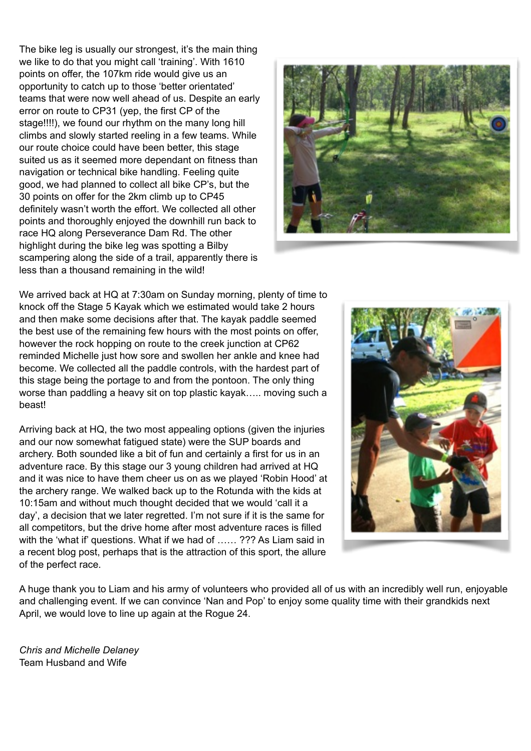The bike leg is usually our strongest, it's the main thing we like to do that you might call 'training'. With 1610 points on offer, the 107km ride would give us an opportunity to catch up to those 'better orientated' teams that were now well ahead of us. Despite an early error on route to CP31 (yep, the first CP of the stage!!!!), we found our rhythm on the many long hill climbs and slowly started reeling in a few teams. While our route choice could have been better, this stage suited us as it seemed more dependant on fitness than navigation or technical bike handling. Feeling quite good, we had planned to collect all bike CP's, but the 30 points on offer for the 2km climb up to CP45 definitely wasn't worth the effort. We collected all other points and thoroughly enjoyed the downhill run back to race HQ along Perseverance Dam Rd. The other highlight during the bike leg was spotting a Bilby scampering along the side of a trail, apparently there is less than a thousand remaining in the wild!

We arrived back at HQ at 7:30am on Sunday morning, plenty of time to knock off the Stage 5 Kayak which we estimated would take 2 hours and then make some decisions after that. The kayak paddle seemed the best use of the remaining few hours with the most points on offer, however the rock hopping on route to the creek junction at CP62 reminded Michelle just how sore and swollen her ankle and knee had become. We collected all the paddle controls, with the hardest part of this stage being the portage to and from the pontoon. The only thing worse than paddling a heavy sit on top plastic kayak….. moving such a beast!

Arriving back at HQ, the two most appealing options (given the injuries and our now somewhat fatigued state) were the SUP boards and archery. Both sounded like a bit of fun and certainly a first for us in an adventure race. By this stage our 3 young children had arrived at HQ and it was nice to have them cheer us on as we played 'Robin Hood' at the archery range. We walked back up to the Rotunda with the kids at 10:15am and without much thought decided that we would 'call it a day', a decision that we later regretted. I'm not sure if it is the same for all competitors, but the drive home after most adventure races is filled with the 'what if' questions. What if we had of …… ??? As Liam said in a recent blog post, perhaps that is the attraction of this sport, the allure of the perfect race.

A huge thank you to Liam and his army of volunteers who provided all of us with an incredibly well run, enjoyable and challenging event. If we can convince 'Nan and Pop' to enjoy some quality time with their grandkids next April, we would love to line up again at the Rogue 24.

*Chris and Michelle Delaney*
Team Husband and Wife